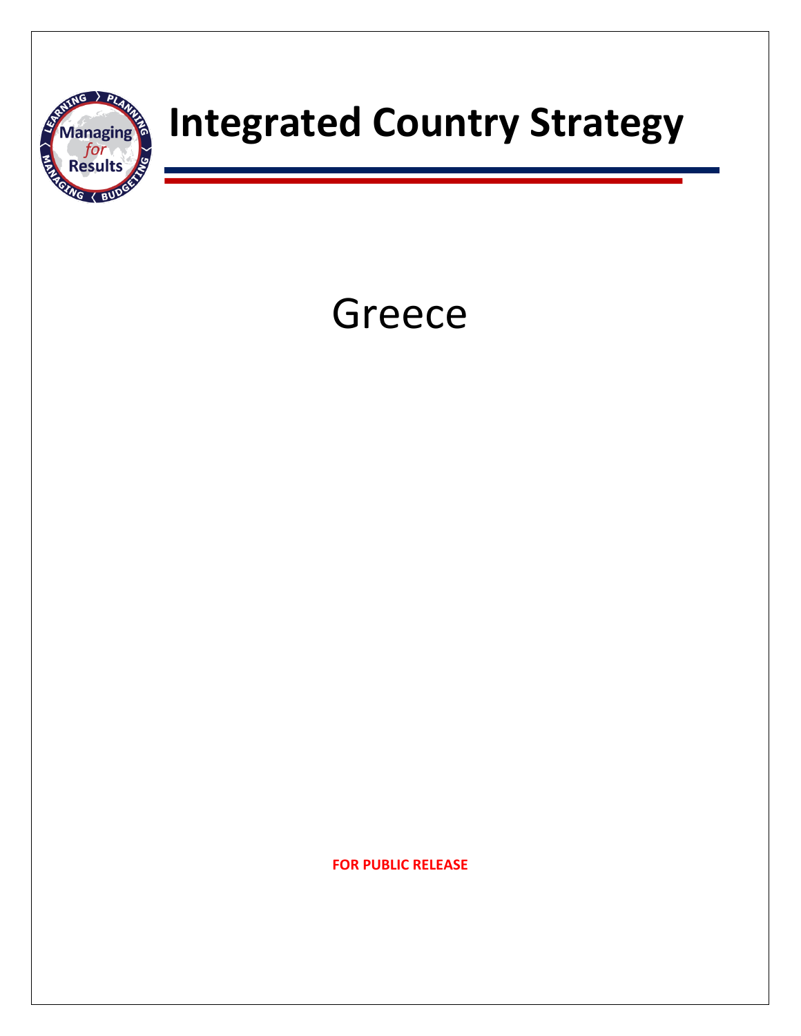# Integrated Country Strategy

## Greece

**FOR PUBLIC RELEASE**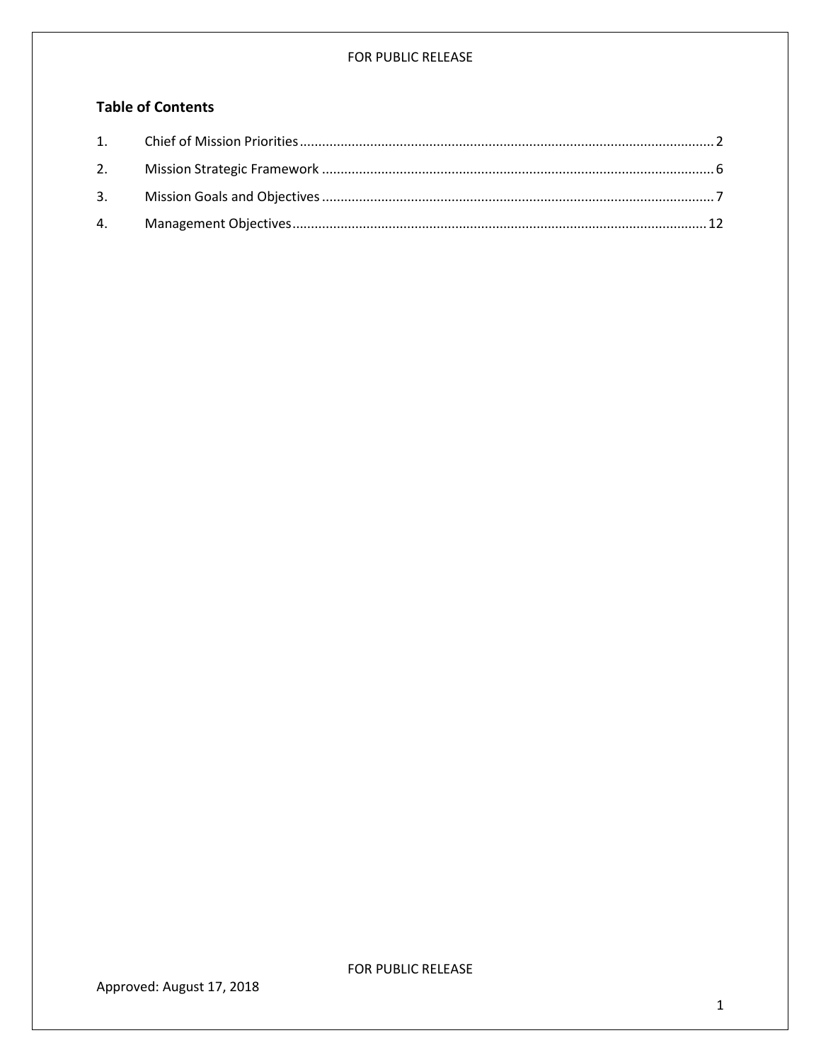## Table of Contents

1. Chief of Mission Priorities ........ 2
2. Mission Strategic Framework ........ 6
3. Mission Goals and Objectives ........ 7
4. Management Objectives ........ 12

Approved: August 17, 2018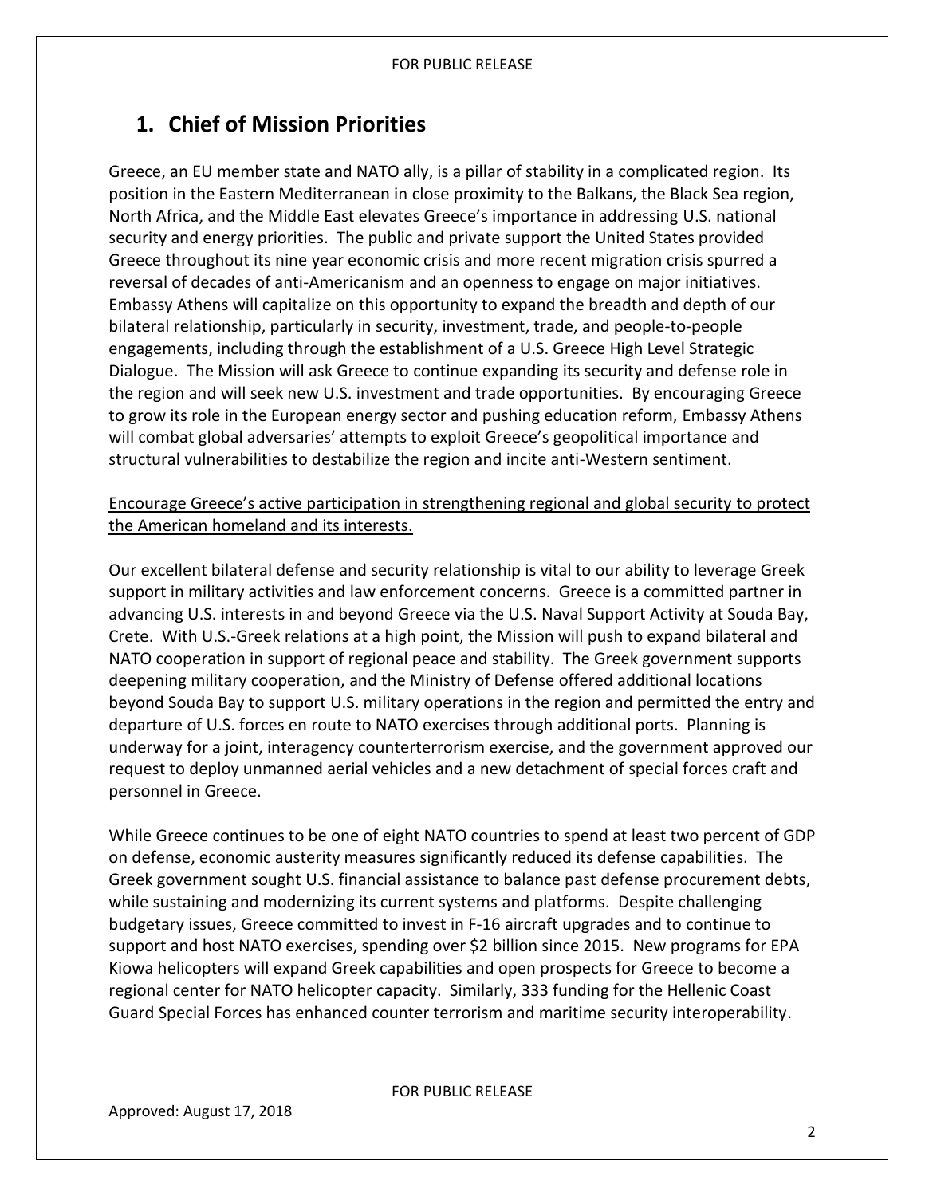# 1. Chief of Mission Priorities

Greece, an EU member state and NATO ally, is a pillar of stability in a complicated region. Its position in the Eastern Mediterranean in close proximity to the Balkans, the Black Sea region, North Africa, and the Middle East elevates Greece's importance in addressing U.S. national security and energy priorities. The public and private support the United States provided Greece throughout its nine year economic crisis and more recent migration crisis spurred a reversal of decades of anti-Americanism and an openness to engage on major initiatives. Embassy Athens will capitalize on this opportunity to expand the breadth and depth of our bilateral relationship, particularly in security, investment, trade, and people-to-people engagements, including through the establishment of a U.S. Greece High Level Strategic Dialogue. The Mission will ask Greece to continue expanding its security and defense role in the region and will seek new U.S. investment and trade opportunities. By encouraging Greece to grow its role in the European energy sector and pushing education reform, Embassy Athens will combat global adversaries' attempts to exploit Greece's geopolitical importance and structural vulnerabilities to destabilize the region and incite anti-Western sentiment.

Encourage Greece's active participation in strengthening regional and global security to protect the American homeland and its interests.

Our excellent bilateral defense and security relationship is vital to our ability to leverage Greek support in military activities and law enforcement concerns. Greece is a committed partner in advancing U.S. interests in and beyond Greece via the U.S. Naval Support Activity at Souda Bay, Crete. With U.S.-Greek relations at a high point, the Mission will push to expand bilateral and NATO cooperation in support of regional peace and stability. The Greek government supports deepening military cooperation, and the Ministry of Defense offered additional locations beyond Souda Bay to support U.S. military operations in the region and permitted the entry and departure of U.S. forces en route to NATO exercises through additional ports. Planning is underway for a joint, interagency counterterrorism exercise, and the government approved our request to deploy unmanned aerial vehicles and a new detachment of special forces craft and personnel in Greece.

While Greece continues to be one of eight NATO countries to spend at least two percent of GDP on defense, economic austerity measures significantly reduced its defense capabilities. The Greek government sought U.S. financial assistance to balance past defense procurement debts, while sustaining and modernizing its current systems and platforms. Despite challenging budgetary issues, Greece committed to invest in F-16 aircraft upgrades and to continue to support and host NATO exercises, spending over $2 billion since 2015. New programs for EPA Kiowa helicopters will expand Greek capabilities and open prospects for Greece to become a regional center for NATO helicopter capacity. Similarly, 333 funding for the Hellenic Coast Guard Special Forces has enhanced counter terrorism and maritime security interoperability.

Approved: August 17, 2018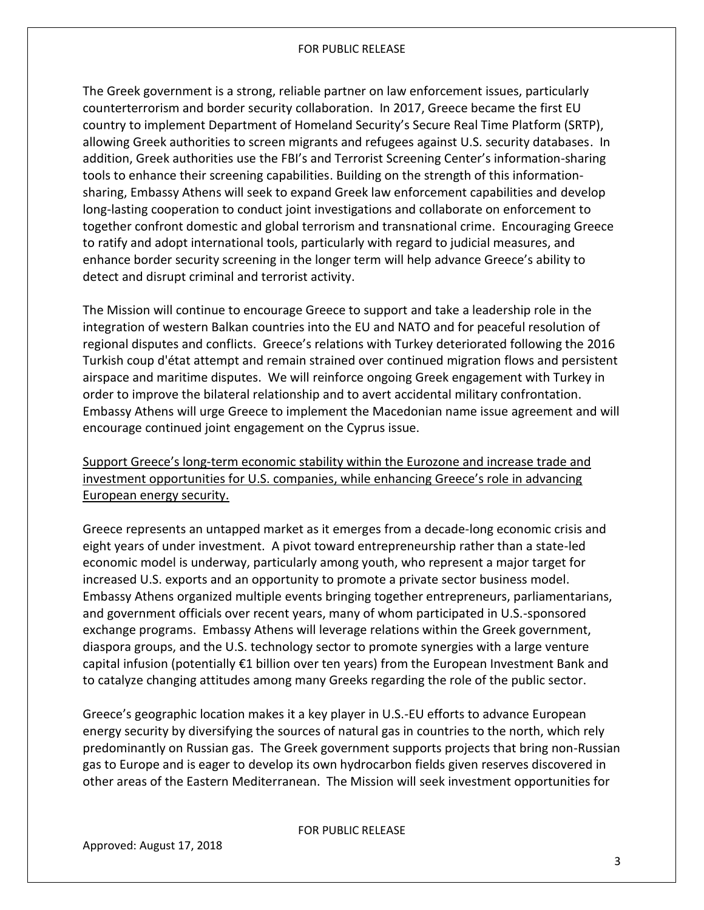The Greek government is a strong, reliable partner on law enforcement issues, particularly counterterrorism and border security collaboration. In 2017, Greece became the first EU country to implement Department of Homeland Security's Secure Real Time Platform (SRTP), allowing Greek authorities to screen migrants and refugees against U.S. security databases. In addition, Greek authorities use the FBI's and Terrorist Screening Center's information-sharing tools to enhance their screening capabilities. Building on the strength of this information-sharing, Embassy Athens will seek to expand Greek law enforcement capabilities and develop long-lasting cooperation to conduct joint investigations and collaborate on enforcement to together confront domestic and global terrorism and transnational crime. Encouraging Greece to ratify and adopt international tools, particularly with regard to judicial measures, and enhance border security screening in the longer term will help advance Greece's ability to detect and disrupt criminal and terrorist activity.

The Mission will continue to encourage Greece to support and take a leadership role in the integration of western Balkan countries into the EU and NATO and for peaceful resolution of regional disputes and conflicts. Greece's relations with Turkey deteriorated following the 2016 Turkish coup d'état attempt and remain strained over continued migration flows and persistent airspace and maritime disputes. We will reinforce ongoing Greek engagement with Turkey in order to improve the bilateral relationship and to avert accidental military confrontation. Embassy Athens will urge Greece to implement the Macedonian name issue agreement and will encourage continued joint engagement on the Cyprus issue.

<u>Support Greece's long-term economic stability within the Eurozone and increase trade and investment opportunities for U.S. companies, while enhancing Greece's role in advancing European energy security.</u>

Greece represents an untapped market as it emerges from a decade-long economic crisis and eight years of under investment. A pivot toward entrepreneurship rather than a state-led economic model is underway, particularly among youth, who represent a major target for increased U.S. exports and an opportunity to promote a private sector business model. Embassy Athens organized multiple events bringing together entrepreneurs, parliamentarians, and government officials over recent years, many of whom participated in U.S.-sponsored exchange programs. Embassy Athens will leverage relations within the Greek government, diaspora groups, and the U.S. technology sector to promote synergies with a large venture capital infusion (potentially €1 billion over ten years) from the European Investment Bank and to catalyze changing attitudes among many Greeks regarding the role of the public sector.

Greece's geographic location makes it a key player in U.S.-EU efforts to advance European energy security by diversifying the sources of natural gas in countries to the north, which rely predominantly on Russian gas. The Greek government supports projects that bring non-Russian gas to Europe and is eager to develop its own hydrocarbon fields given reserves discovered in other areas of the Eastern Mediterranean. The Mission will seek investment opportunities for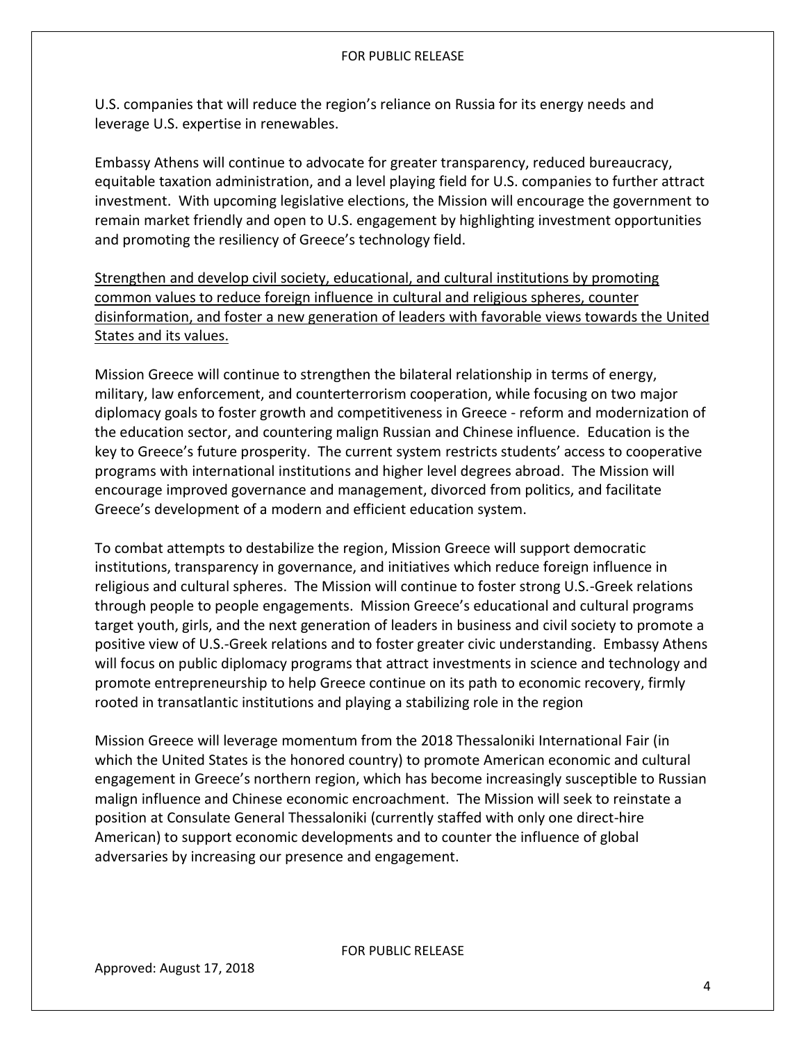U.S. companies that will reduce the region's reliance on Russia for its energy needs and leverage U.S. expertise in renewables.

Embassy Athens will continue to advocate for greater transparency, reduced bureaucracy, equitable taxation administration, and a level playing field for U.S. companies to further attract investment. With upcoming legislative elections, the Mission will encourage the government to remain market friendly and open to U.S. engagement by highlighting investment opportunities and promoting the resiliency of Greece's technology field.

<u>Strengthen and develop civil society, educational, and cultural institutions by promoting common values to reduce foreign influence in cultural and religious spheres, counter disinformation, and foster a new generation of leaders with favorable views towards the United States and its values.</u>

Mission Greece will continue to strengthen the bilateral relationship in terms of energy, military, law enforcement, and counterterrorism cooperation, while focusing on two major diplomacy goals to foster growth and competitiveness in Greece - reform and modernization of the education sector, and countering malign Russian and Chinese influence. Education is the key to Greece's future prosperity. The current system restricts students' access to cooperative programs with international institutions and higher level degrees abroad. The Mission will encourage improved governance and management, divorced from politics, and facilitate Greece's development of a modern and efficient education system.

To combat attempts to destabilize the region, Mission Greece will support democratic institutions, transparency in governance, and initiatives which reduce foreign influence in religious and cultural spheres. The Mission will continue to foster strong U.S.-Greek relations through people to people engagements. Mission Greece's educational and cultural programs target youth, girls, and the next generation of leaders in business and civil society to promote a positive view of U.S.-Greek relations and to foster greater civic understanding. Embassy Athens will focus on public diplomacy programs that attract investments in science and technology and promote entrepreneurship to help Greece continue on its path to economic recovery, firmly rooted in transatlantic institutions and playing a stabilizing role in the region

Mission Greece will leverage momentum from the 2018 Thessaloniki International Fair (in which the United States is the honored country) to promote American economic and cultural engagement in Greece's northern region, which has become increasingly susceptible to Russian malign influence and Chinese economic encroachment. The Mission will seek to reinstate a position at Consulate General Thessaloniki (currently staffed with only one direct-hire American) to support economic developments and to counter the influence of global adversaries by increasing our presence and engagement.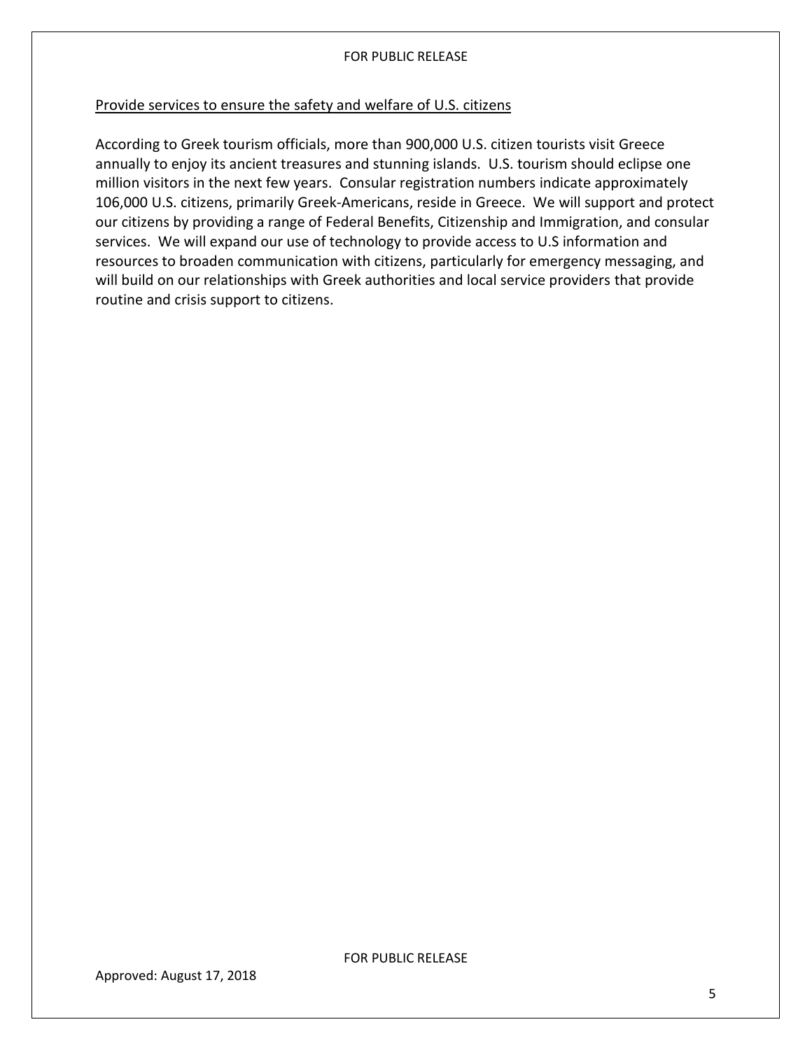Provide services to ensure the safety and welfare of U.S. citizens

According to Greek tourism officials, more than 900,000 U.S. citizen tourists visit Greece annually to enjoy its ancient treasures and stunning islands. U.S. tourism should eclipse one million visitors in the next few years. Consular registration numbers indicate approximately 106,000 U.S. citizens, primarily Greek-Americans, reside in Greece. We will support and protect our citizens by providing a range of Federal Benefits, Citizenship and Immigration, and consular services. We will expand our use of technology to provide access to U.S information and resources to broaden communication with citizens, particularly for emergency messaging, and will build on our relationships with Greek authorities and local service providers that provide routine and crisis support to citizens.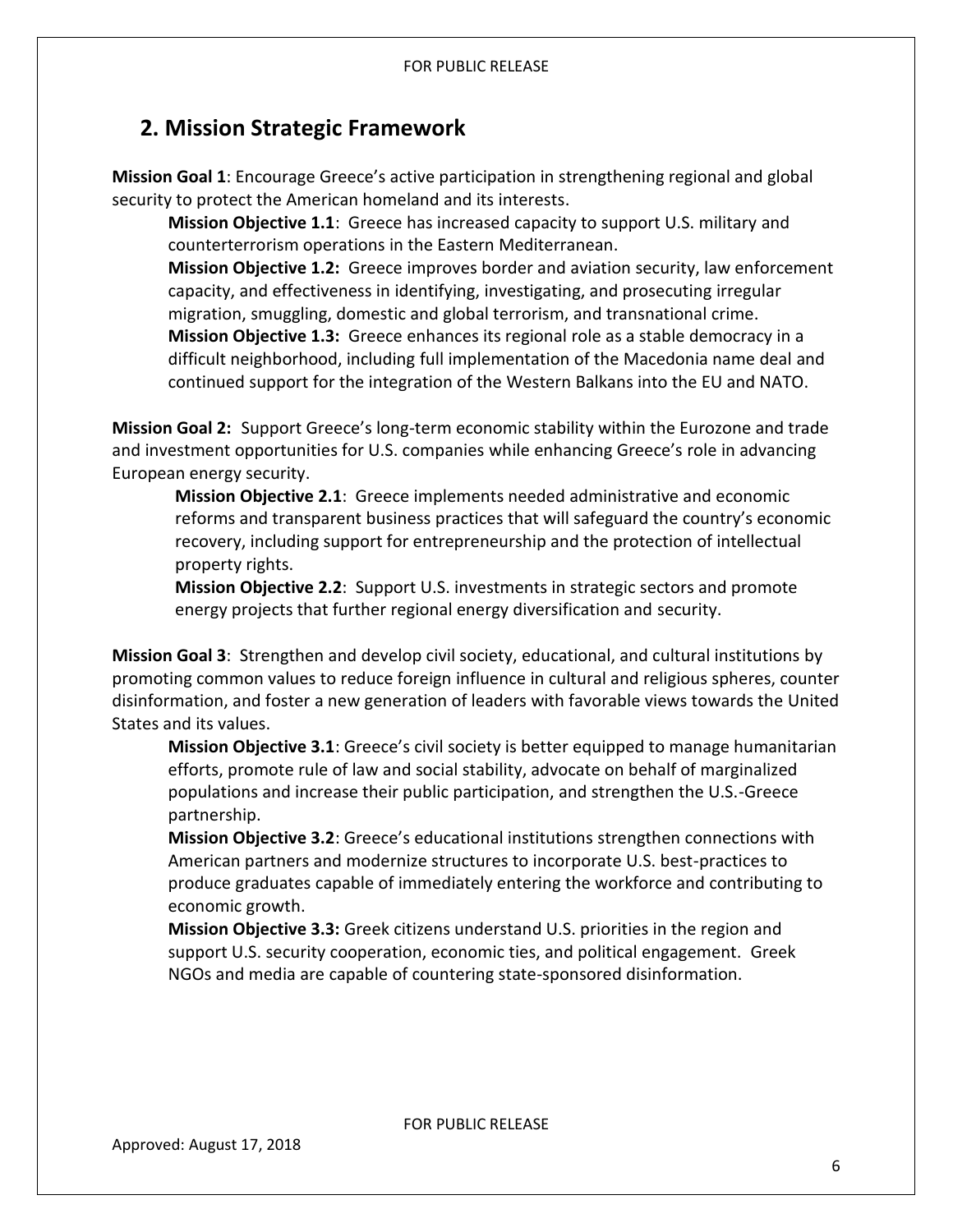## 2. Mission Strategic Framework

**Mission Goal 1**: Encourage Greece's active participation in strengthening regional and global security to protect the American homeland and its interests.

**Mission Objective 1.1**: Greece has increased capacity to support U.S. military and counterterrorism operations in the Eastern Mediterranean.

**Mission Objective 1.2:** Greece improves border and aviation security, law enforcement capacity, and effectiveness in identifying, investigating, and prosecuting irregular migration, smuggling, domestic and global terrorism, and transnational crime.

**Mission Objective 1.3:** Greece enhances its regional role as a stable democracy in a difficult neighborhood, including full implementation of the Macedonia name deal and continued support for the integration of the Western Balkans into the EU and NATO.

**Mission Goal 2:** Support Greece's long-term economic stability within the Eurozone and trade and investment opportunities for U.S. companies while enhancing Greece's role in advancing European energy security.

**Mission Objective 2.1**: Greece implements needed administrative and economic reforms and transparent business practices that will safeguard the country's economic recovery, including support for entrepreneurship and the protection of intellectual property rights.

**Mission Objective 2.2**: Support U.S. investments in strategic sectors and promote energy projects that further regional energy diversification and security.

**Mission Goal 3**: Strengthen and develop civil society, educational, and cultural institutions by promoting common values to reduce foreign influence in cultural and religious spheres, counter disinformation, and foster a new generation of leaders with favorable views towards the United States and its values.

**Mission Objective 3.1**: Greece's civil society is better equipped to manage humanitarian efforts, promote rule of law and social stability, advocate on behalf of marginalized populations and increase their public participation, and strengthen the U.S.-Greece partnership.

**Mission Objective 3.2**: Greece's educational institutions strengthen connections with American partners and modernize structures to incorporate U.S. best-practices to produce graduates capable of immediately entering the workforce and contributing to economic growth.

**Mission Objective 3.3:** Greek citizens understand U.S. priorities in the region and support U.S. security cooperation, economic ties, and political engagement. Greek NGOs and media are capable of countering state-sponsored disinformation.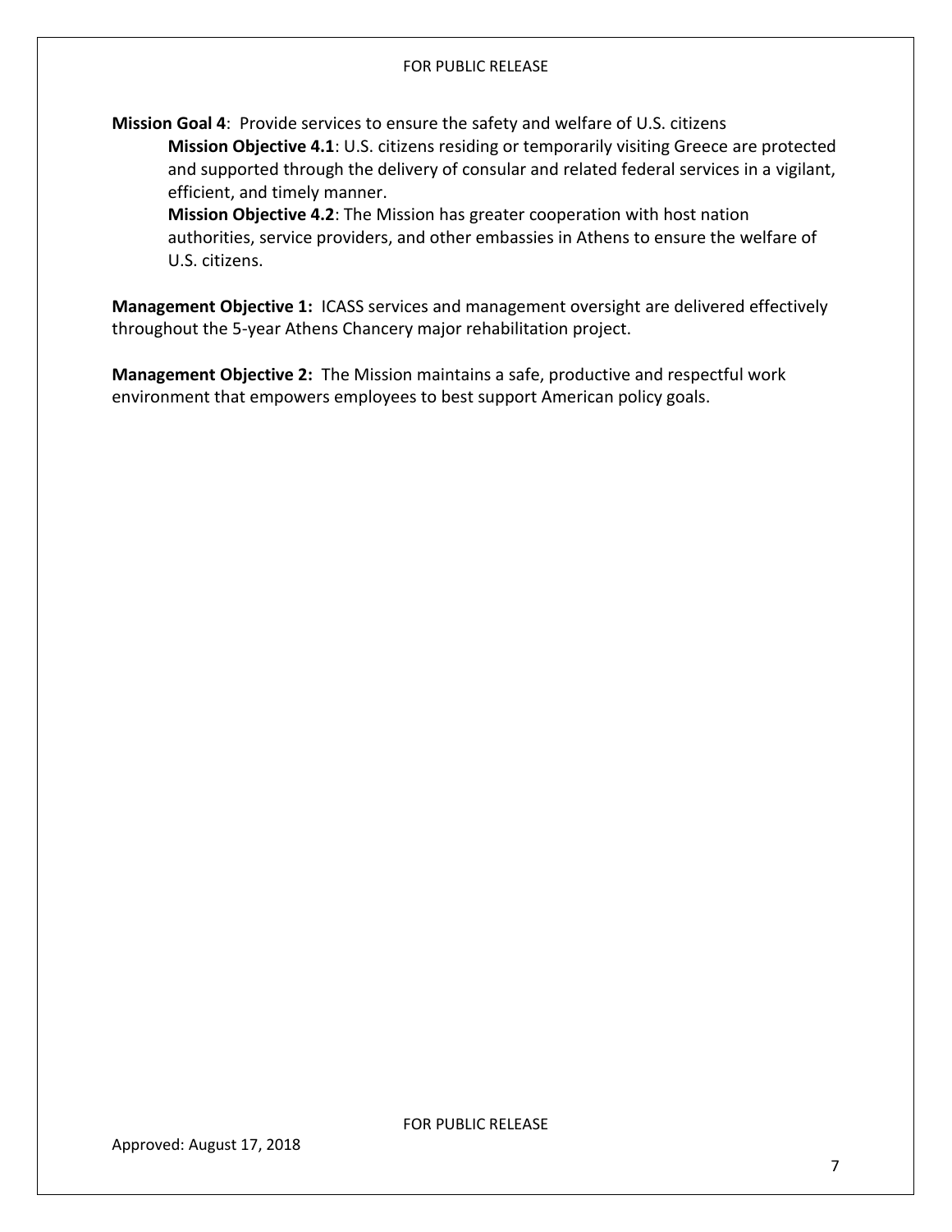**Mission Goal 4**: Provide services to ensure the safety and welfare of U.S. citizens

**Mission Objective 4.1**: U.S. citizens residing or temporarily visiting Greece are protected and supported through the delivery of consular and related federal services in a vigilant, efficient, and timely manner.

**Mission Objective 4.2**: The Mission has greater cooperation with host nation authorities, service providers, and other embassies in Athens to ensure the welfare of U.S. citizens.

**Management Objective 1:** ICASS services and management oversight are delivered effectively throughout the 5-year Athens Chancery major rehabilitation project.

**Management Objective 2:** The Mission maintains a safe, productive and respectful work environment that empowers employees to best support American policy goals.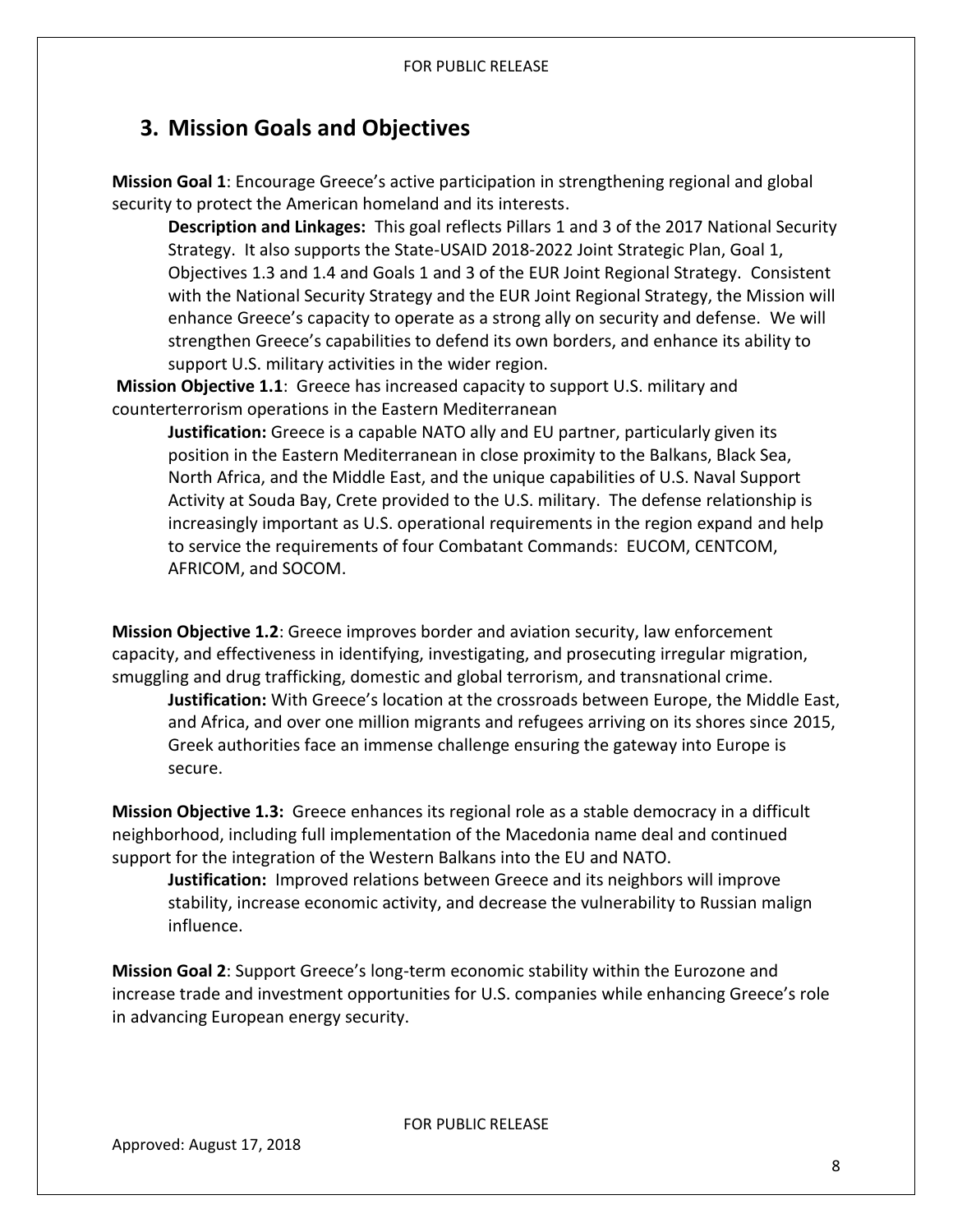## 3. Mission Goals and Objectives

**Mission Goal 1**: Encourage Greece's active participation in strengthening regional and global security to protect the American homeland and its interests.

**Description and Linkages:** This goal reflects Pillars 1 and 3 of the 2017 National Security Strategy. It also supports the State-USAID 2018-2022 Joint Strategic Plan, Goal 1, Objectives 1.3 and 1.4 and Goals 1 and 3 of the EUR Joint Regional Strategy. Consistent with the National Security Strategy and the EUR Joint Regional Strategy, the Mission will enhance Greece's capacity to operate as a strong ally on security and defense. We will strengthen Greece's capabilities to defend its own borders, and enhance its ability to support U.S. military activities in the wider region.

**Mission Objective 1.1**: Greece has increased capacity to support U.S. military and counterterrorism operations in the Eastern Mediterranean

**Justification:** Greece is a capable NATO ally and EU partner, particularly given its position in the Eastern Mediterranean in close proximity to the Balkans, Black Sea, North Africa, and the Middle East, and the unique capabilities of U.S. Naval Support Activity at Souda Bay, Crete provided to the U.S. military. The defense relationship is increasingly important as U.S. operational requirements in the region expand and help to service the requirements of four Combatant Commands: EUCOM, CENTCOM, AFRICOM, and SOCOM.

**Mission Objective 1.2**: Greece improves border and aviation security, law enforcement capacity, and effectiveness in identifying, investigating, and prosecuting irregular migration, smuggling and drug trafficking, domestic and global terrorism, and transnational crime.

**Justification:** With Greece's location at the crossroads between Europe, the Middle East, and Africa, and over one million migrants and refugees arriving on its shores since 2015, Greek authorities face an immense challenge ensuring the gateway into Europe is secure.

**Mission Objective 1.3:** Greece enhances its regional role as a stable democracy in a difficult neighborhood, including full implementation of the Macedonia name deal and continued support for the integration of the Western Balkans into the EU and NATO.

**Justification:** Improved relations between Greece and its neighbors will improve stability, increase economic activity, and decrease the vulnerability to Russian malign influence.

**Mission Goal 2**: Support Greece's long-term economic stability within the Eurozone and increase trade and investment opportunities for U.S. companies while enhancing Greece's role in advancing European energy security.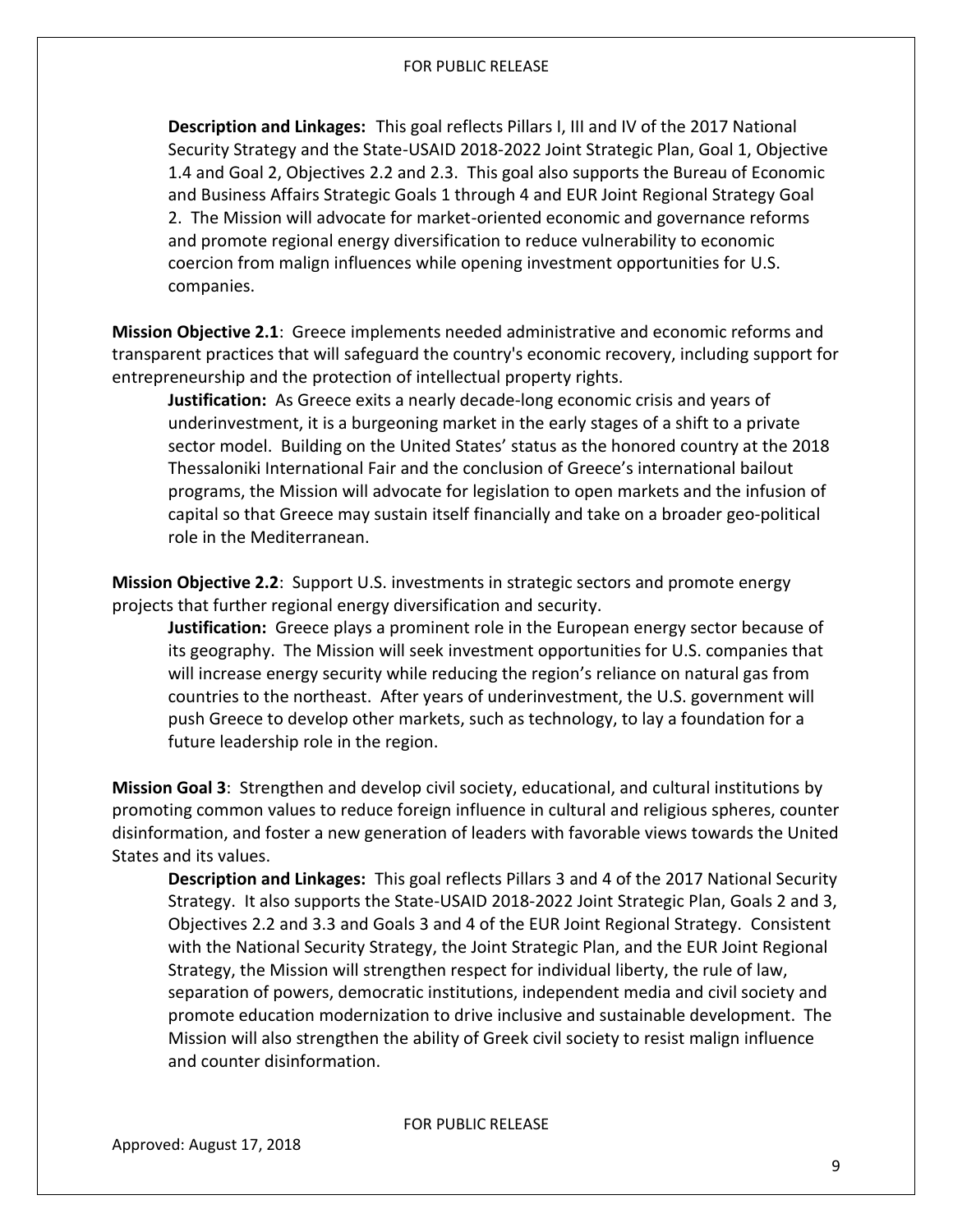**Description and Linkages:** This goal reflects Pillars I, III and IV of the 2017 National Security Strategy and the State-USAID 2018-2022 Joint Strategic Plan, Goal 1, Objective 1.4 and Goal 2, Objectives 2.2 and 2.3. This goal also supports the Bureau of Economic and Business Affairs Strategic Goals 1 through 4 and EUR Joint Regional Strategy Goal 2. The Mission will advocate for market-oriented economic and governance reforms and promote regional energy diversification to reduce vulnerability to economic coercion from malign influences while opening investment opportunities for U.S. companies.

**Mission Objective 2.1**: Greece implements needed administrative and economic reforms and transparent practices that will safeguard the country's economic recovery, including support for entrepreneurship and the protection of intellectual property rights.

**Justification:** As Greece exits a nearly decade-long economic crisis and years of underinvestment, it is a burgeoning market in the early stages of a shift to a private sector model. Building on the United States' status as the honored country at the 2018 Thessaloniki International Fair and the conclusion of Greece's international bailout programs, the Mission will advocate for legislation to open markets and the infusion of capital so that Greece may sustain itself financially and take on a broader geo-political role in the Mediterranean.

**Mission Objective 2.2**: Support U.S. investments in strategic sectors and promote energy projects that further regional energy diversification and security.

**Justification:** Greece plays a prominent role in the European energy sector because of its geography. The Mission will seek investment opportunities for U.S. companies that will increase energy security while reducing the region's reliance on natural gas from countries to the northeast. After years of underinvestment, the U.S. government will push Greece to develop other markets, such as technology, to lay a foundation for a future leadership role in the region.

**Mission Goal 3**: Strengthen and develop civil society, educational, and cultural institutions by promoting common values to reduce foreign influence in cultural and religious spheres, counter disinformation, and foster a new generation of leaders with favorable views towards the United States and its values.

**Description and Linkages:** This goal reflects Pillars 3 and 4 of the 2017 National Security Strategy. It also supports the State-USAID 2018-2022 Joint Strategic Plan, Goals 2 and 3, Objectives 2.2 and 3.3 and Goals 3 and 4 of the EUR Joint Regional Strategy. Consistent with the National Security Strategy, the Joint Strategic Plan, and the EUR Joint Regional Strategy, the Mission will strengthen respect for individual liberty, the rule of law, separation of powers, democratic institutions, independent media and civil society and promote education modernization to drive inclusive and sustainable development. The Mission will also strengthen the ability of Greek civil society to resist malign influence and counter disinformation.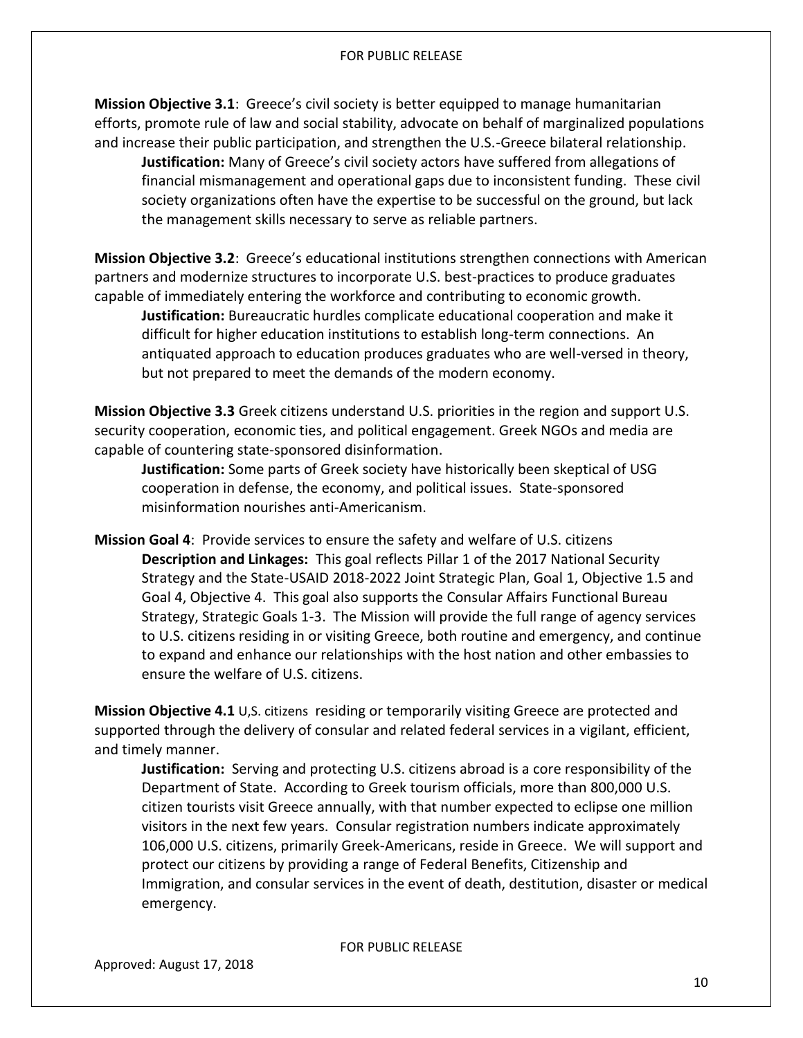**Mission Objective 3.1**: Greece's civil society is better equipped to manage humanitarian efforts, promote rule of law and social stability, advocate on behalf of marginalized populations and increase their public participation, and strengthen the U.S.-Greece bilateral relationship.

> **Justification:** Many of Greece's civil society actors have suffered from allegations of financial mismanagement and operational gaps due to inconsistent funding. These civil society organizations often have the expertise to be successful on the ground, but lack the management skills necessary to serve as reliable partners.

**Mission Objective 3.2**: Greece's educational institutions strengthen connections with American partners and modernize structures to incorporate U.S. best-practices to produce graduates capable of immediately entering the workforce and contributing to economic growth.

> **Justification:** Bureaucratic hurdles complicate educational cooperation and make it difficult for higher education institutions to establish long-term connections. An antiquated approach to education produces graduates who are well-versed in theory, but not prepared to meet the demands of the modern economy.

**Mission Objective 3.3** Greek citizens understand U.S. priorities in the region and support U.S. security cooperation, economic ties, and political engagement. Greek NGOs and media are capable of countering state-sponsored disinformation.

> **Justification:** Some parts of Greek society have historically been skeptical of USG cooperation in defense, the economy, and political issues. State-sponsored misinformation nourishes anti-Americanism.

**Mission Goal 4**: Provide services to ensure the safety and welfare of U.S. citizens

> **Description and Linkages:** This goal reflects Pillar 1 of the 2017 National Security Strategy and the State-USAID 2018-2022 Joint Strategic Plan, Goal 1, Objective 1.5 and Goal 4, Objective 4. This goal also supports the Consular Affairs Functional Bureau Strategy, Strategic Goals 1-3. The Mission will provide the full range of agency services to U.S. citizens residing in or visiting Greece, both routine and emergency, and continue to expand and enhance our relationships with the host nation and other embassies to ensure the welfare of U.S. citizens.

**Mission Objective 4.1** U,S. citizens residing or temporarily visiting Greece are protected and supported through the delivery of consular and related federal services in a vigilant, efficient, and timely manner.

> **Justification:** Serving and protecting U.S. citizens abroad is a core responsibility of the Department of State. According to Greek tourism officials, more than 800,000 U.S. citizen tourists visit Greece annually, with that number expected to eclipse one million visitors in the next few years. Consular registration numbers indicate approximately 106,000 U.S. citizens, primarily Greek-Americans, reside in Greece. We will support and protect our citizens by providing a range of Federal Benefits, Citizenship and Immigration, and consular services in the event of death, destitution, disaster or medical emergency.

Approved: August 17, 2018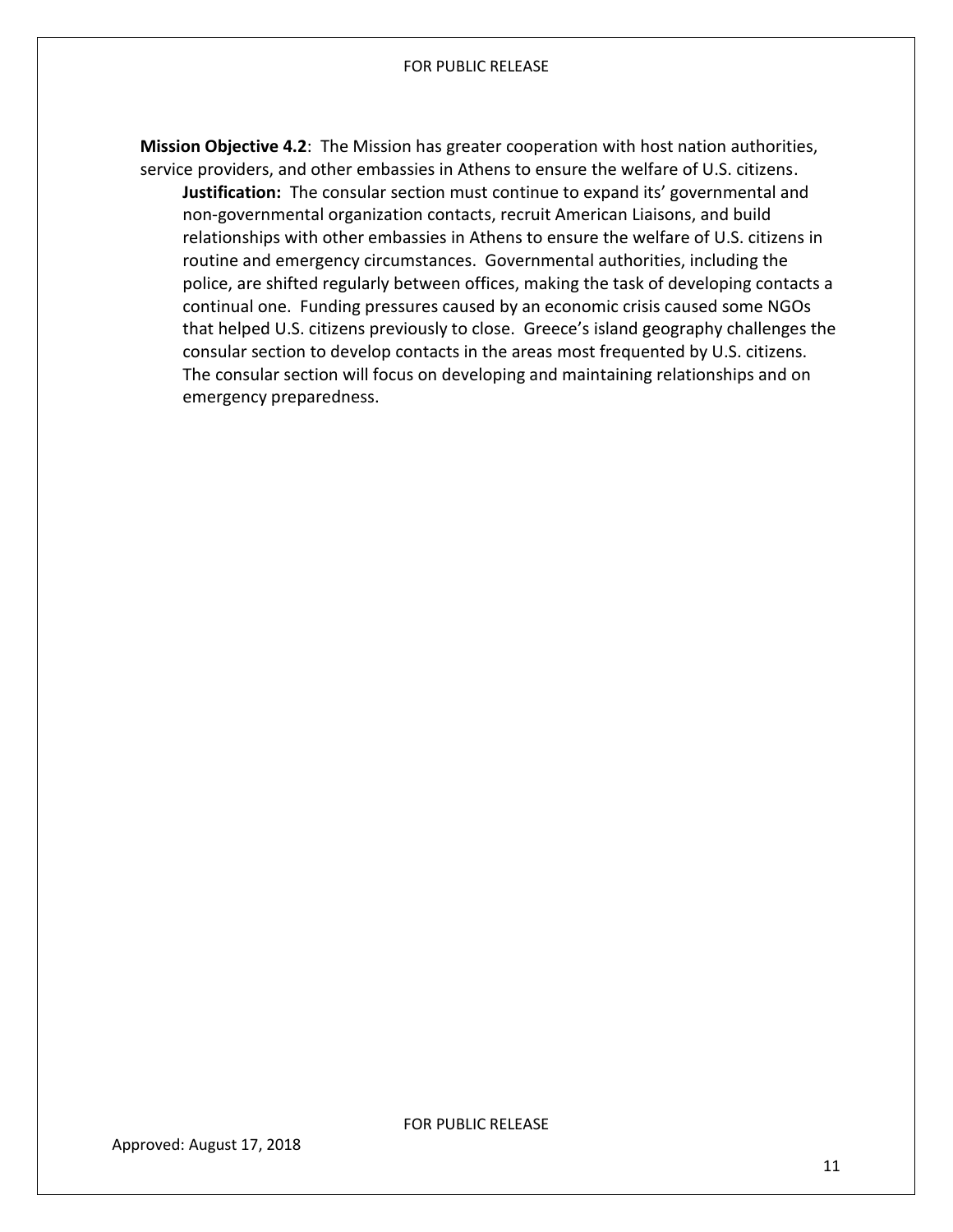**Mission Objective 4.2**: The Mission has greater cooperation with host nation authorities, service providers, and other embassies in Athens to ensure the welfare of U.S. citizens.

**Justification:** The consular section must continue to expand its' governmental and non-governmental organization contacts, recruit American Liaisons, and build relationships with other embassies in Athens to ensure the welfare of U.S. citizens in routine and emergency circumstances. Governmental authorities, including the police, are shifted regularly between offices, making the task of developing contacts a continual one. Funding pressures caused by an economic crisis caused some NGOs that helped U.S. citizens previously to close. Greece's island geography challenges the consular section to develop contacts in the areas most frequented by U.S. citizens. The consular section will focus on developing and maintaining relationships and on emergency preparedness.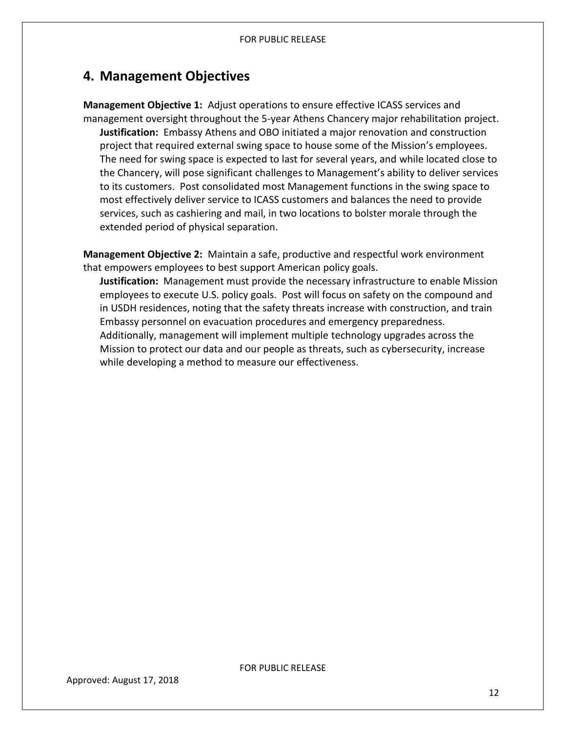## 4. Management Objectives

**Management Objective 1:** Adjust operations to ensure effective ICASS services and management oversight throughout the 5-year Athens Chancery major rehabilitation project.

**Justification:** Embassy Athens and OBO initiated a major renovation and construction project that required external swing space to house some of the Mission's employees. The need for swing space is expected to last for several years, and while located close to the Chancery, will pose significant challenges to Management's ability to deliver services to its customers. Post consolidated most Management functions in the swing space to most effectively deliver service to ICASS customers and balances the need to provide services, such as cashiering and mail, in two locations to bolster morale through the extended period of physical separation.

**Management Objective 2:** Maintain a safe, productive and respectful work environment that empowers employees to best support American policy goals.

**Justification:** Management must provide the necessary infrastructure to enable Mission employees to execute U.S. policy goals. Post will focus on safety on the compound and in USDH residences, noting that the safety threats increase with construction, and train Embassy personnel on evacuation procedures and emergency preparedness. Additionally, management will implement multiple technology upgrades across the Mission to protect our data and our people as threats, such as cybersecurity, increase while developing a method to measure our effectiveness.

Approved: August 17, 2018